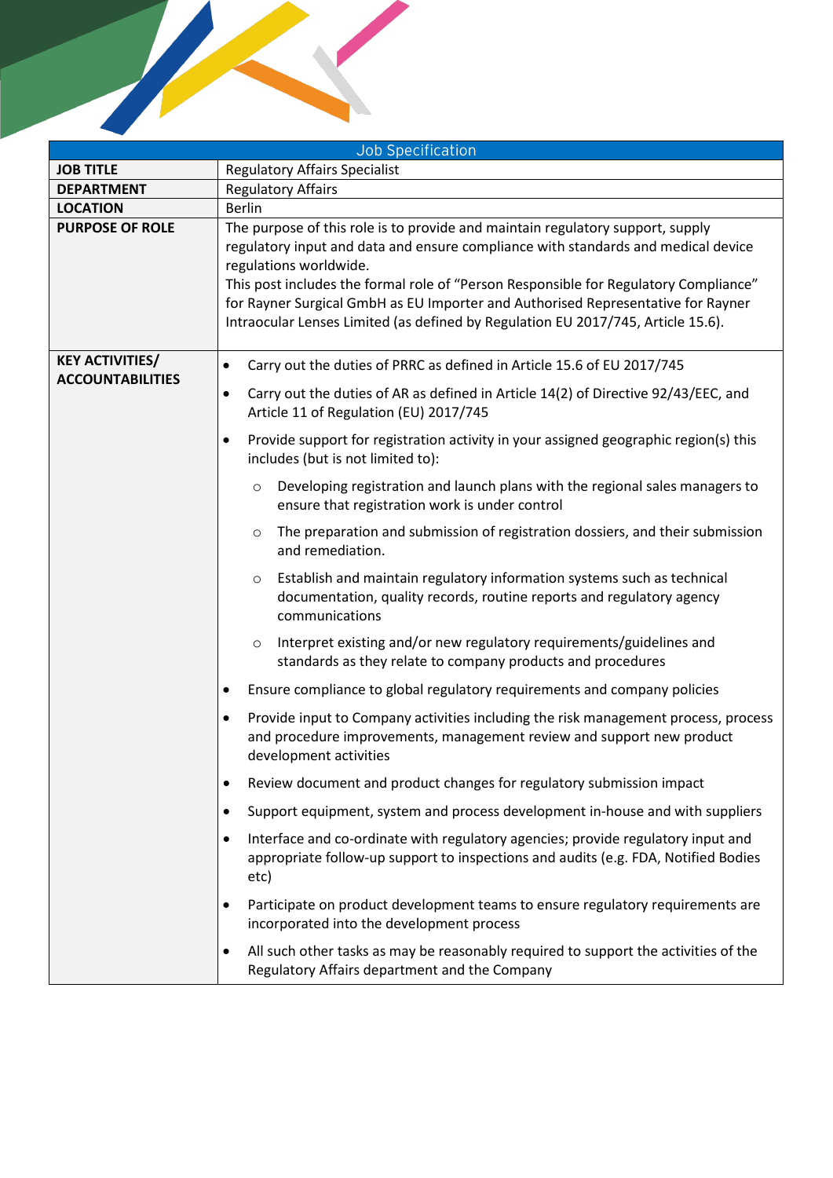| Job Specification | |
|---|---|
| **JOB TITLE** | Regulatory Affairs Specialist |
| **DEPARTMENT** | Regulatory Affairs |
| **LOCATION** | Berlin |
| **PURPOSE OF ROLE** | The purpose of this role is to provide and maintain regulatory support, supply regulatory input and data and ensure compliance with standards and medical device regulations worldwide.<br>This post includes the formal role of "Person Responsible for Regulatory Compliance" for Rayner Surgical GmbH as EU Importer and Authorised Representative for Rayner Intraocular Lenses Limited (as defined by Regulation EU 2017/745, Article 15.6). |
| **KEY ACTIVITIES/ ACCOUNTABILITIES** | • Carry out the duties of PRRC as defined in Article 15.6 of EU 2017/745<br>• Carry out the duties of AR as defined in Article 14(2) of Directive 92/43/EEC, and Article 11 of Regulation (EU) 2017/745<br>• Provide support for registration activity in your assigned geographic region(s) this includes (but is not limited to):<br>&nbsp;&nbsp;&nbsp;&nbsp;○ Developing registration and launch plans with the regional sales managers to ensure that registration work is under control<br>&nbsp;&nbsp;&nbsp;&nbsp;○ The preparation and submission of registration dossiers, and their submission and remediation.<br>&nbsp;&nbsp;&nbsp;&nbsp;○ Establish and maintain regulatory information systems such as technical documentation, quality records, routine reports and regulatory agency communications<br>&nbsp;&nbsp;&nbsp;&nbsp;○ Interpret existing and/or new regulatory requirements/guidelines and standards as they relate to company products and procedures<br>• Ensure compliance to global regulatory requirements and company policies<br>• Provide input to Company activities including the risk management process, process and procedure improvements, management review and support new product development activities<br>• Review document and product changes for regulatory submission impact<br>• Support equipment, system and process development in-house and with suppliers<br>• Interface and co-ordinate with regulatory agencies; provide regulatory input and appropriate follow-up support to inspections and audits (e.g. FDA, Notified Bodies etc)<br>• Participate on product development teams to ensure regulatory requirements are incorporated into the development process<br>• All such other tasks as may be reasonably required to support the activities of the Regulatory Affairs department and the Company |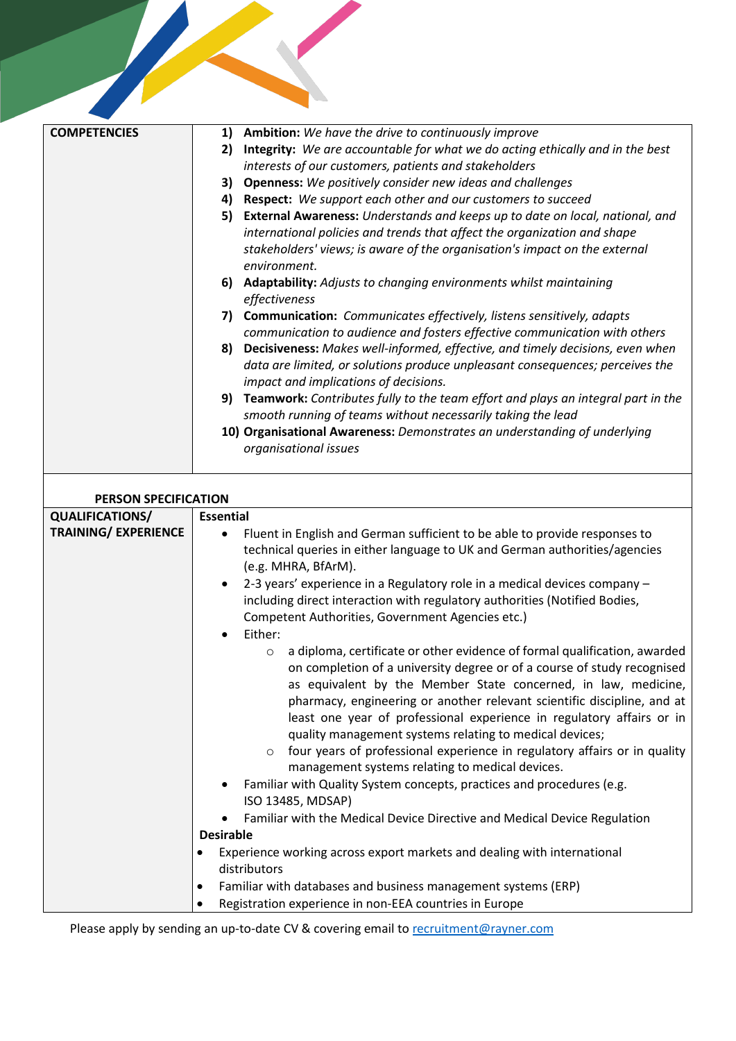| | |
|---|---|
| **COMPETENCIES** | **1) Ambition:** *We have the drive to continuously improve*<br>**2) Integrity:** *We are accountable for what we do acting ethically and in the best interests of our customers, patients and stakeholders*<br>**3) Openness:** *We positively consider new ideas and challenges*<br>**4) Respect:** *We support each other and our customers to succeed*<br>**5) External Awareness:** *Understands and keeps up to date on local, national, and international policies and trends that affect the organization and shape stakeholders' views; is aware of the organisation's impact on the external environment.*<br>**6) Adaptability:** *Adjusts to changing environments whilst maintaining effectiveness*<br>**7) Communication:** *Communicates effectively, listens sensitively, adapts communication to audience and fosters effective communication with others*<br>**8) Decisiveness:** *Makes well-informed, effective, and timely decisions, even when data are limited, or solutions produce unpleasant consequences; perceives the impact and implications of decisions.*<br>**9) Teamwork:** *Contributes fully to the team effort and plays an integral part in the smooth running of teams without necessarily taking the lead*<br>**10) Organisational Awareness:** *Demonstrates an understanding of underlying organisational issues* |

**PERSON SPECIFICATION**

| | |
|---|---|
| **QUALIFICATIONS/ TRAINING/ EXPERIENCE** | **Essential**<br>• Fluent in English and German sufficient to be able to provide responses to technical queries in either language to UK and German authorities/agencies (e.g. MHRA, BfArM).<br>• 2-3 years' experience in a Regulatory role in a medical devices company – including direct interaction with regulatory authorities (Notified Bodies, Competent Authorities, Government Agencies etc.)<br>• Either:<br>  ○ a diploma, certificate or other evidence of formal qualification, awarded on completion of a university degree or of a course of study recognised as equivalent by the Member State concerned, in law, medicine, pharmacy, engineering or another relevant scientific discipline, and at least one year of professional experience in regulatory affairs or in quality management systems relating to medical devices;<br>  ○ four years of professional experience in regulatory affairs or in quality management systems relating to medical devices.<br>• Familiar with Quality System concepts, practices and procedures (e.g. ISO 13485, MDSAP)<br>• Familiar with the Medical Device Directive and Medical Device Regulation<br>**Desirable**<br>• Experience working across export markets and dealing with international distributors<br>• Familiar with databases and business management systems (ERP)<br>• Registration experience in non-EEA countries in Europe |

Please apply by sending an up-to-date CV & covering email to recruitment@rayner.com